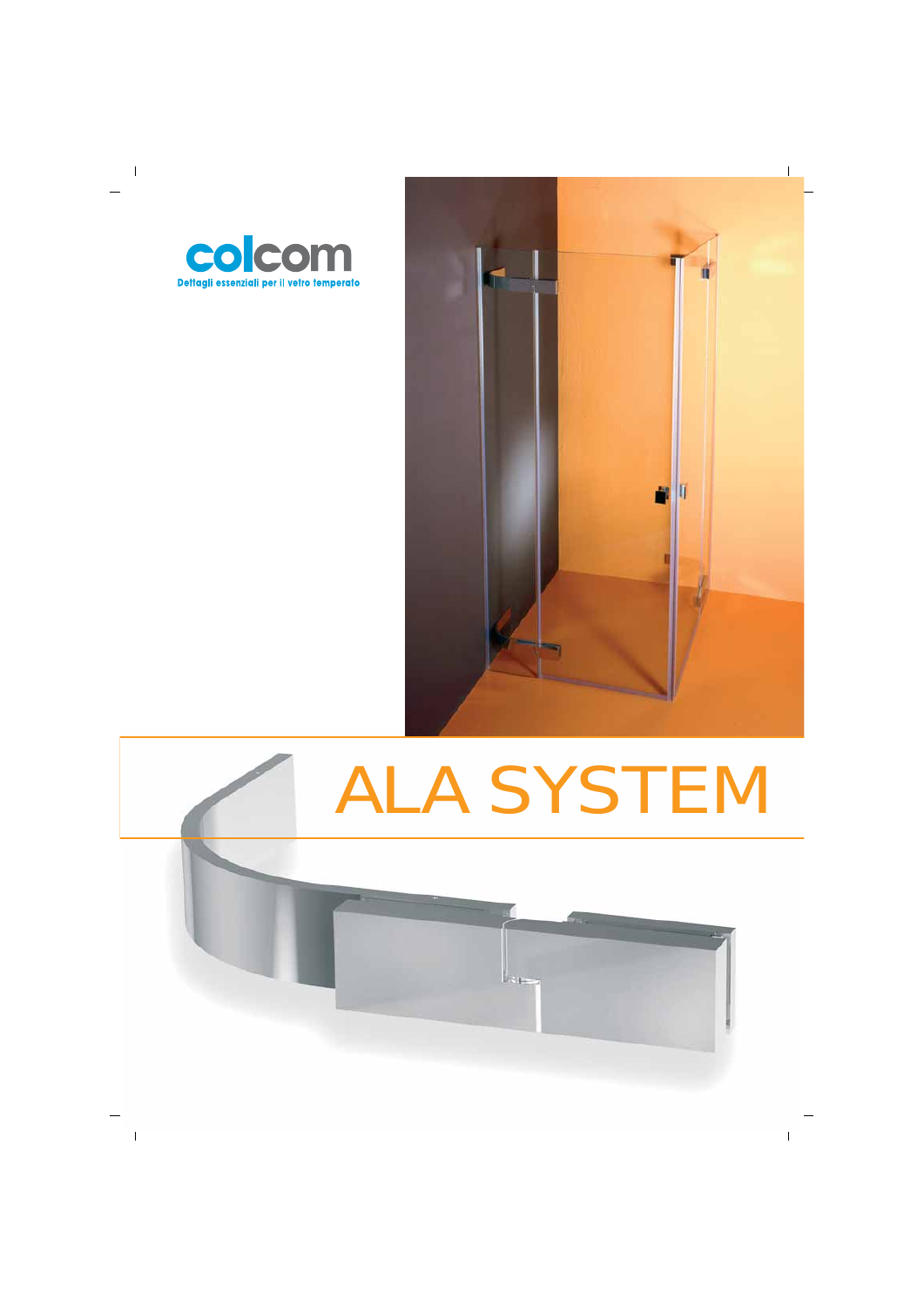colcom

Dettagli essenziali per il vetro temperato

# ALA SYSTEM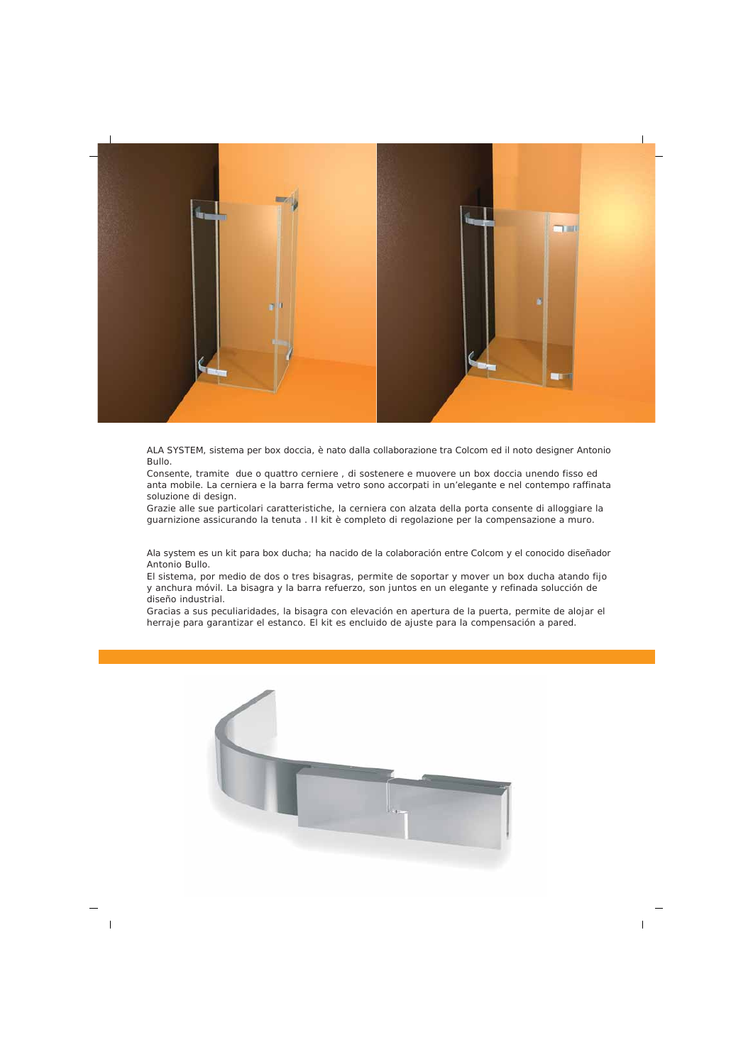ALA SYSTEM, sistema per box doccia, è nato dalla collaborazione tra Colcom ed il noto designer Antonio Bullo.
Consente, tramite due o quattro cerniere , di sostenere e muovere un box doccia unendo fisso ed anta mobile. La cerniera e la barra ferma vetro sono accorpati in un'elegante e nel contempo raffinata soluzione di design.
Grazie alle sue particolari caratteristiche, la cerniera con alzata della porta consente di alloggiare la guarnizione assicurando la tenuta . Il kit è completo di regolazione per la compensazione a muro.

Ala system es un kit para box ducha; ha nacido de la colaboración entre Colcom y el conocido diseñador Antonio Bullo.
El sistema, por medio de dos o tres bisagras, permite de soportar y mover un box ducha atando fijo y anchura móvil. La bisagra y la barra refuerzo, son juntos en un elegante y refinada solucción de diseño industrial.
Gracias a sus peculiaridades, la bisagra con elevación en apertura de la puerta, permite de alojar el herraje para garantizar el estanco. El kit es encluido de ajuste para la compensación a pared.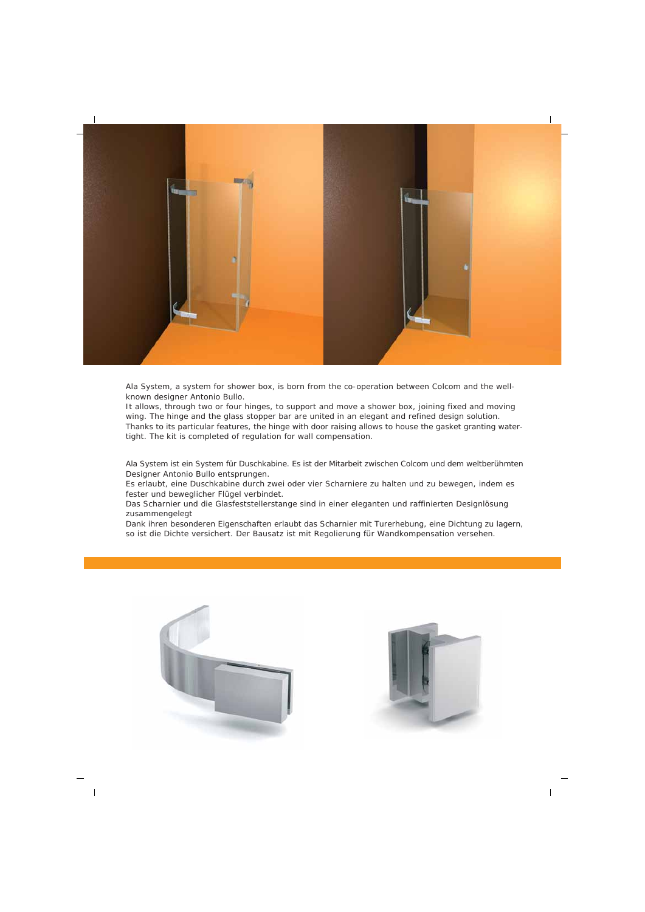Ala System, a system for shower box, is born from the co-operation between Colcom and the well-known designer Antonio Bullo.
It allows, through two or four hinges, to support and move a shower box, joining fixed and moving wing. The hinge and the glass stopper bar are united in an elegant and refined design solution.
Thanks to its particular features, the hinge with door raising allows to house the gasket granting water-tight. The kit is completed of regulation for wall compensation.

Ala System ist ein System für Duschkabine. Es ist der Mitarbeit zwischen Colcom und dem weltberühmten Designer Antonio Bullo entsprungen.
Es erlaubt, eine Duschkabine durch zwei oder vier Scharniere zu halten und zu bewegen, indem es fester und beweglicher Flügel verbindet.
Das Scharnier und die Glasfeststellerstange sind in einer eleganten und raffinierten Designlösung zusammengelegt
Dank ihren besonderen Eigenschaften erlaubt das Scharnier mit Turerhebung, eine Dichtung zu lagern, so ist die Dichte versichert. Der Bausatz ist mit Regolierung für Wandkompensation versehen.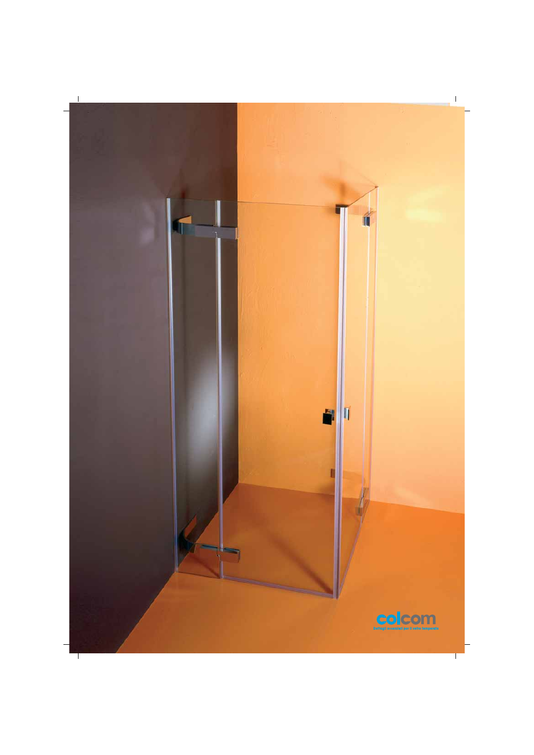colcom

Dettagli essenziali per il vetro temperato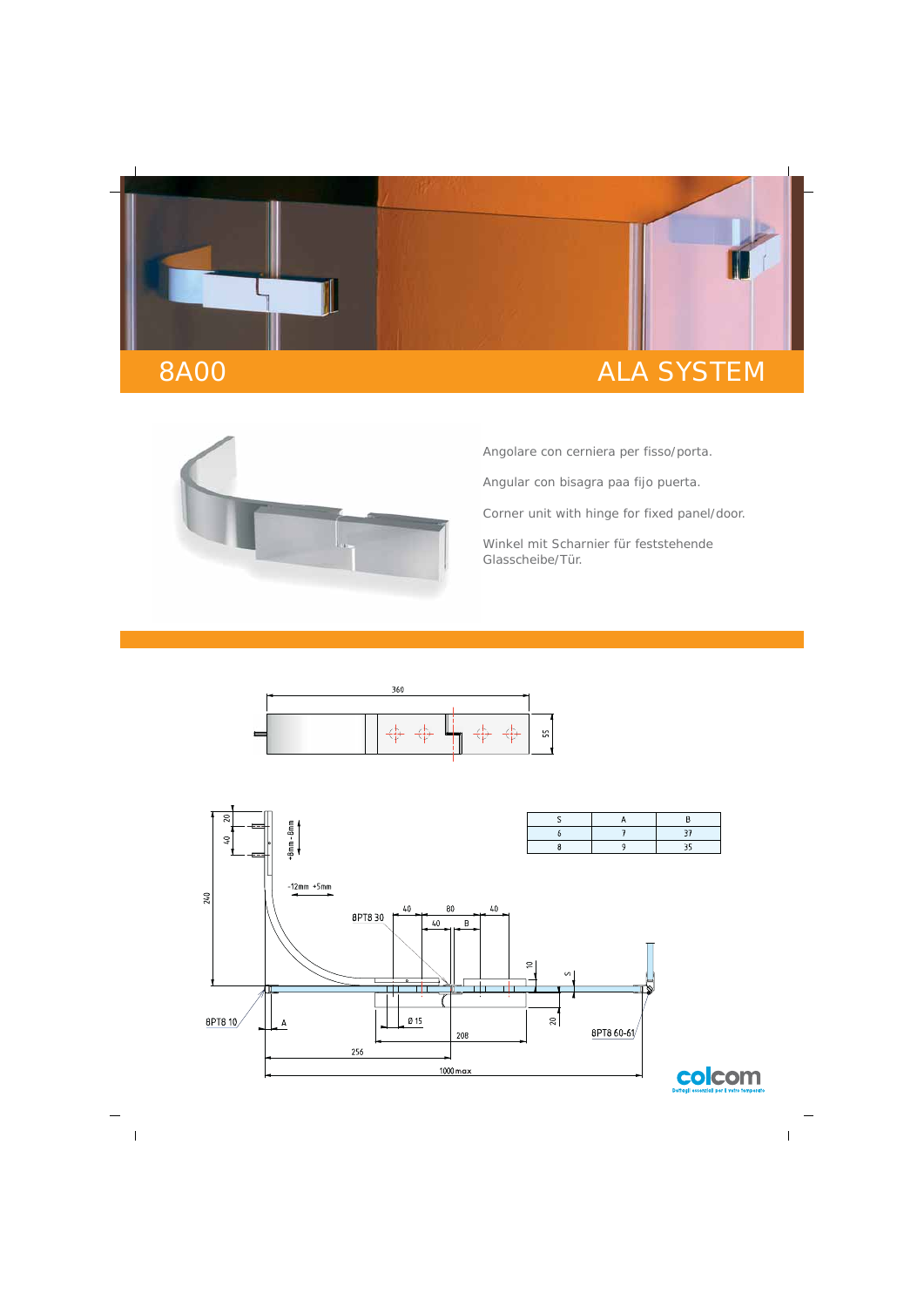# 8A00 ALA SYSTEM

Angolare con cerniera per fisso/porta.

Angular con bisagra paa fijo puerta.

Corner unit with hinge for fixed panel/door.

Winkel mit Scharnier für feststehende Glasscheibe/Tür.

360

55

20

40

+8mm -8mm

240

-12mm +5mm

8PT8 30

40

80

40

40

B

10

S

8PT8 10

A

Ø 15

20

208

8PT8 60-61

256

1000 max

| S | A | B |
|---|---|---|
| 6 | 7 | 37 |
| 8 | 9 | 35 |

colcom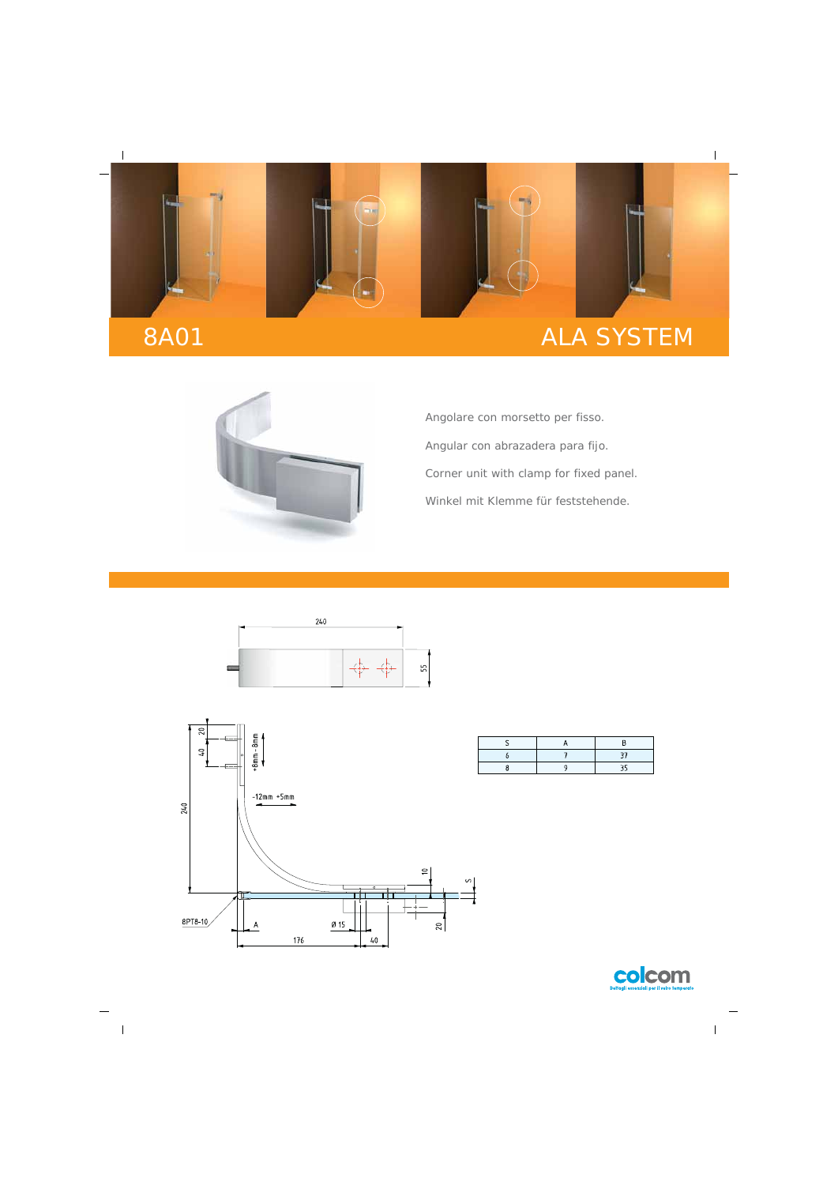# 8A01

# ALA SYSTEM

Angolare con morsetto per fisso.

Angular con abrazadera para fijo.

Corner unit with clamp for fixed panel.

Winkel mit Klemme für feststehende.

240

55

20

40

240

+8mm -8mm

-12mm +5mm

10

S

8PT8-10

A

Ø 15

176

40

20

| S | A | B |
|---|---|---|
| 6 | 7 | 37 |
| 8 | 9 | 35 |

colcom
Dettagli essenziali per il vetro temperato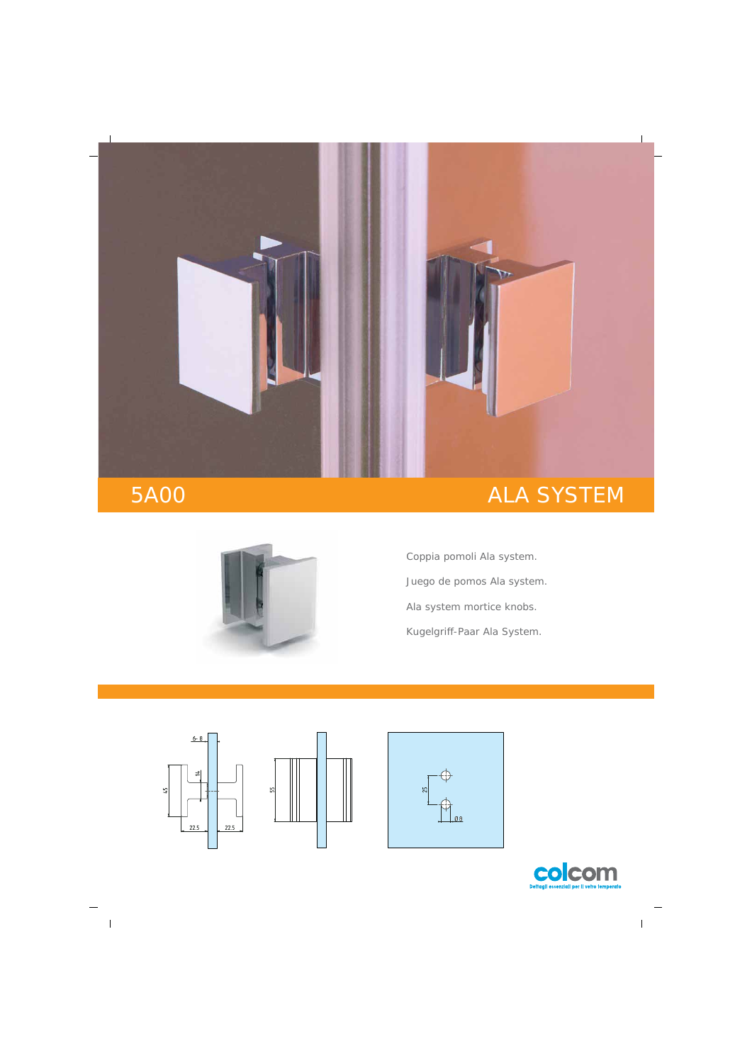# 5A00

# ALA SYSTEM

Coppia pomoli Ala system.

Juego de pomos Ala system.

Ala system mortice knobs.

Kugelgriff-Paar Ala System.

6- 8

45

14

22.5

22.5

55

25

Ø 8

colcom

Dettagli essenziali per il vetro temperato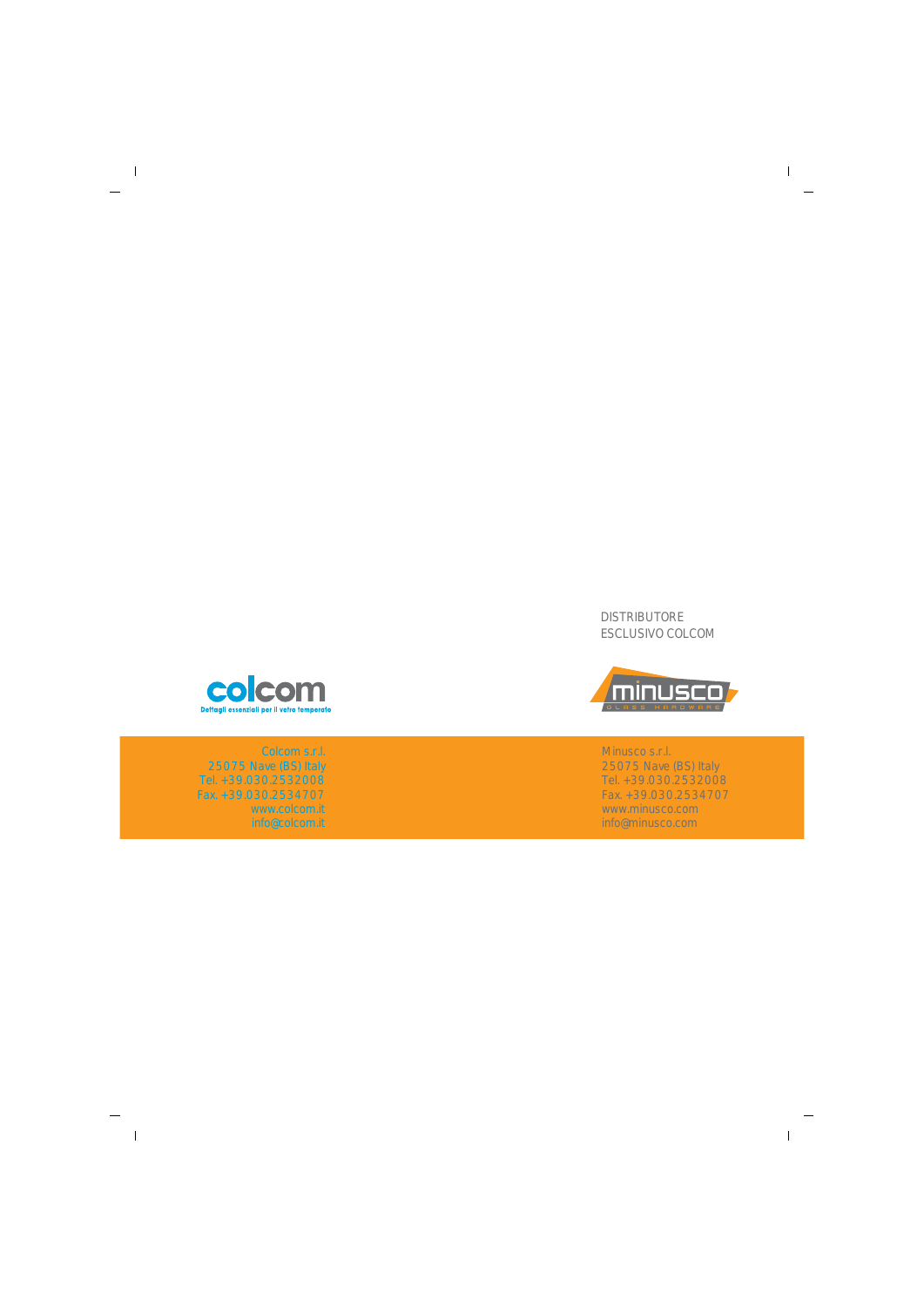DISTRIBUTORE
ESCLUSIVO COLCOM

colcom
Dettagli essenziali per il vetro temperato

minusco
GLASS HARDWARE

Colcom s.r.l.
25075 Nave (BS) Italy
Tel. +39.030.2532008
Fax. +39.030.2534707
www.colcom.it
info@colcom.it

Minusco s.r.l.
25075 Nave (BS) Italy
Tel. +39.030.2532008
Fax. +39.030.2534707
www.minusco.com
info@minusco.com